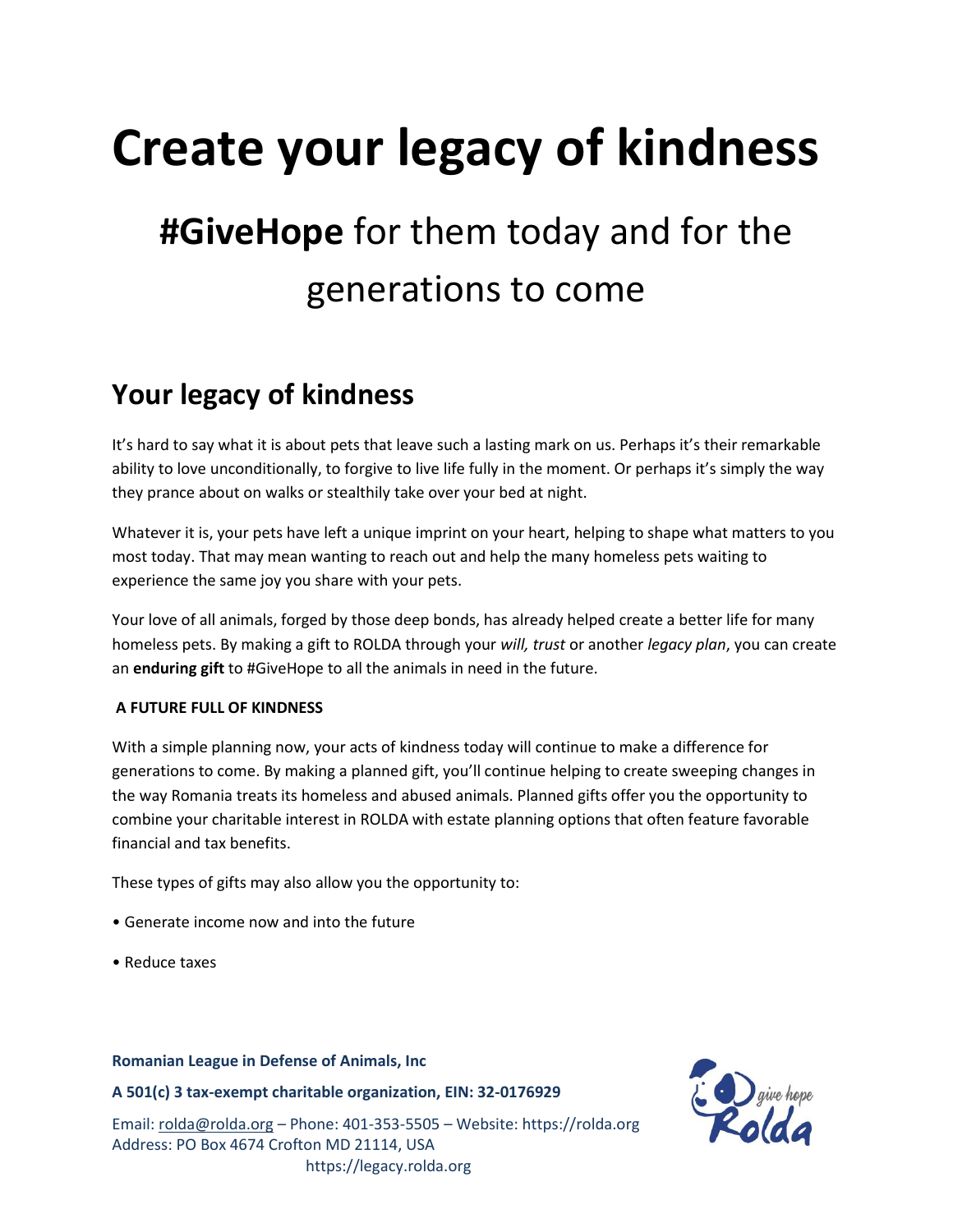# Create your legacy of kindness

## **#GiveHope** for them today and for the generations to come

## Your legacy of kindness

It's hard to say what it is about pets that leave such a lasting mark on us. Perhaps it's their remarkable ability to love unconditionally, to forgive to live life fully in the moment. Or perhaps it's simply the way they prance about on walks or stealthily take over your bed at night.

Whatever it is, your pets have left a unique imprint on your heart, helping to shape what matters to you most today. That may mean wanting to reach out and help the many homeless pets waiting to experience the same joy you share with your pets.

Your love of all animals, forged by those deep bonds, has already helped create a better life for many homeless pets. By making a gift to ROLDA through your *will, trust* or another *legacy plan*, you can create an **enduring gift** to #GiveHope to all the animals in need in the future.

**A FUTURE FULL OF KINDNESS**

With a simple planning now, your acts of kindness today will continue to make a difference for generations to come. By making a planned gift, you'll continue helping to create sweeping changes in the way Romania treats its homeless and abused animals. Planned gifts offer you the opportunity to combine your charitable interest in ROLDA with estate planning options that often feature favorable financial and tax benefits.

These types of gifts may also allow you the opportunity to:

- Generate income now and into the future
- Reduce taxes

**Romanian League in Defense of Animals, Inc**

**A 501(c) 3 tax-exempt charitable organization, EIN: 32-0176929**

Email: rolda@rolda.org – Phone: 401-353-5505 – Website: https://rolda.org
Address: PO Box 4674 Crofton MD 21114, USA
https://legacy.rolda.org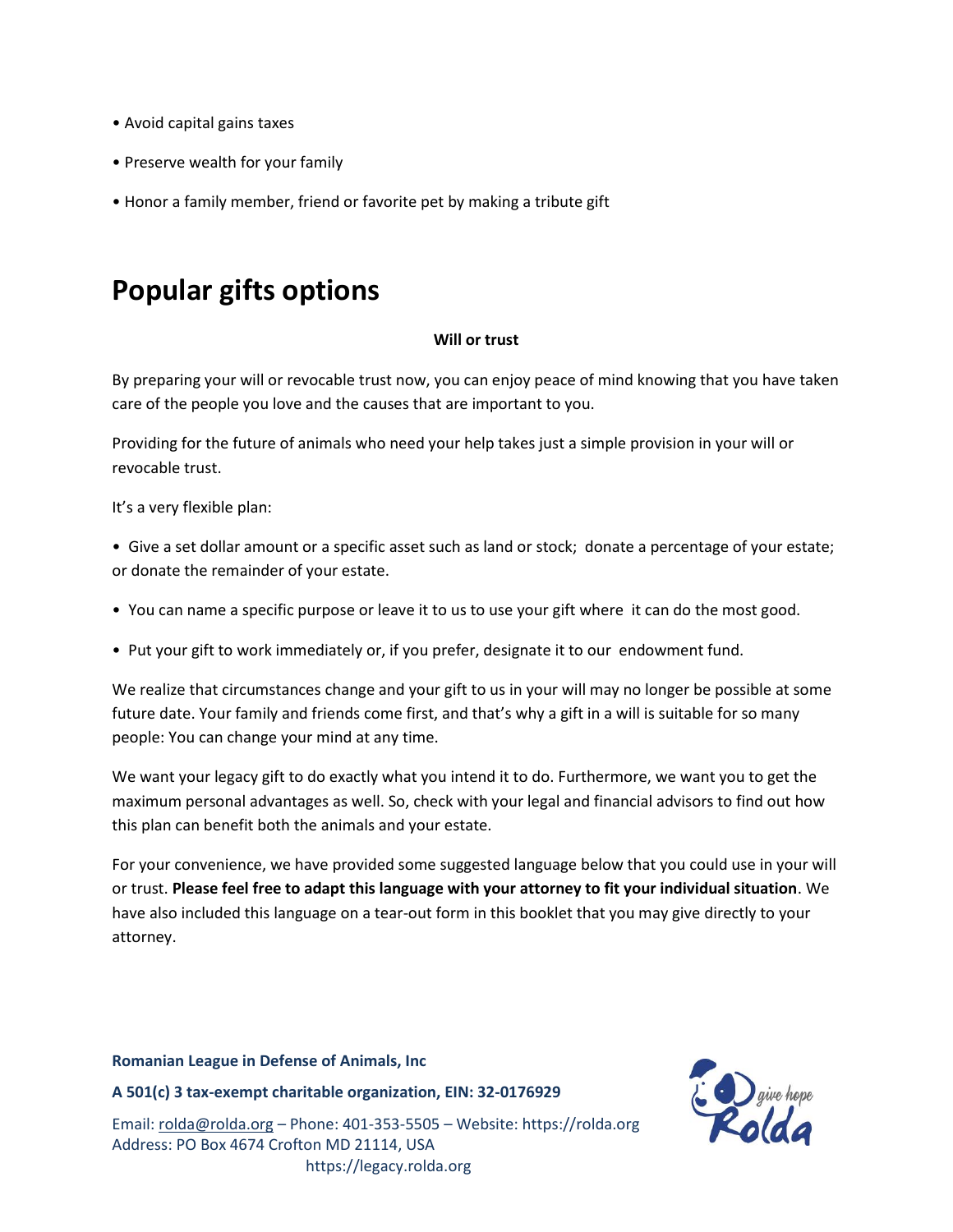- Avoid capital gains taxes
- Preserve wealth for your family
- Honor a family member, friend or favorite pet by making a tribute gift

# Popular gifts options

**Will or trust**

By preparing your will or revocable trust now, you can enjoy peace of mind knowing that you have taken care of the people you love and the causes that are important to you.

Providing for the future of animals who need your help takes just a simple provision in your will or revocable trust.

It's a very flexible plan:

- Give a set dollar amount or a specific asset such as land or stock; donate a percentage of your estate; or donate the remainder of your estate.
- You can name a specific purpose or leave it to us to use your gift where it can do the most good.
- Put your gift to work immediately or, if you prefer, designate it to our endowment fund.

We realize that circumstances change and your gift to us in your will may no longer be possible at some future date. Your family and friends come first, and that's why a gift in a will is suitable for so many people: You can change your mind at any time.

We want your legacy gift to do exactly what you intend it to do. Furthermore, we want you to get the maximum personal advantages as well. So, check with your legal and financial advisors to find out how this plan can benefit both the animals and your estate.

For your convenience, we have provided some suggested language below that you could use in your will or trust. **Please feel free to adapt this language with your attorney to fit your individual situation**. We have also included this language on a tear-out form in this booklet that you may give directly to your attorney.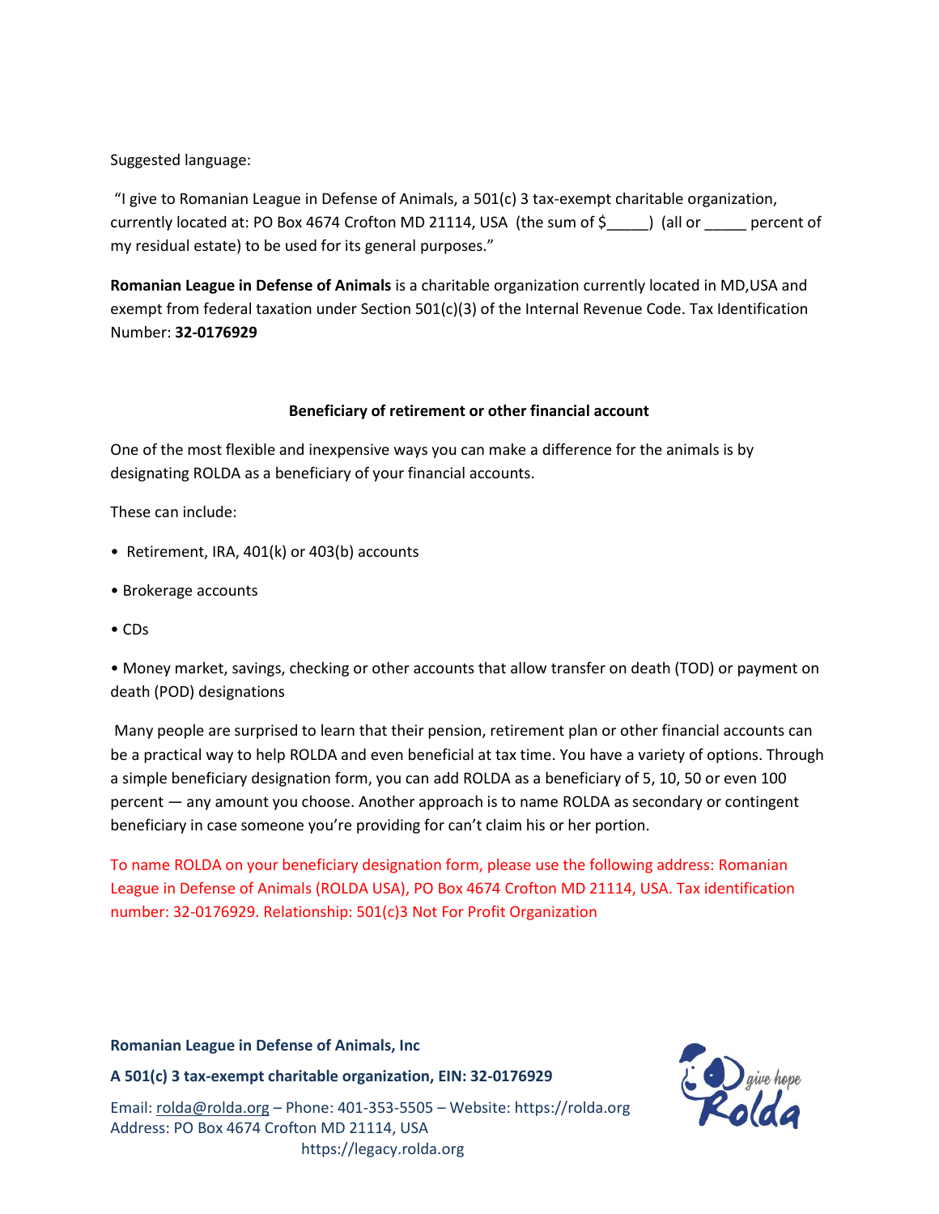Suggested language:

"I give to Romanian League in Defense of Animals, a 501(c) 3 tax-exempt charitable organization, currently located at: PO Box 4674 Crofton MD 21114, USA (the sum of $_____) (all or _____ percent of my residual estate) to be used for its general purposes."

**Romanian League in Defense of Animals** is a charitable organization currently located in MD,USA and exempt from federal taxation under Section 501(c)(3) of the Internal Revenue Code. Tax Identification Number: **32-0176929**

### Beneficiary of retirement or other financial account

One of the most flexible and inexpensive ways you can make a difference for the animals is by designating ROLDA as a beneficiary of your financial accounts.

These can include:

- Retirement, IRA, 401(k) or 403(b) accounts
- Brokerage accounts
- CDs
- Money market, savings, checking or other accounts that allow transfer on death (TOD) or payment on death (POD) designations

Many people are surprised to learn that their pension, retirement plan or other financial accounts can be a practical way to help ROLDA and even beneficial at tax time. You have a variety of options. Through a simple beneficiary designation form, you can add ROLDA as a beneficiary of 5, 10, 50 or even 100 percent — any amount you choose. Another approach is to name ROLDA as secondary or contingent beneficiary in case someone you're providing for can't claim his or her portion.

To name ROLDA on your beneficiary designation form, please use the following address: Romanian League in Defense of Animals (ROLDA USA), PO Box 4674 Crofton MD 21114, USA. Tax identification number: 32-0176929. Relationship: 501(c)3 Not For Profit Organization

**Romanian League in Defense of Animals, Inc**

**A 501(c) 3 tax-exempt charitable organization, EIN: 32-0176929**

Email: rolda@rolda.org – Phone: 401-353-5505 – Website: https://rolda.org
Address: PO Box 4674 Crofton MD 21114, USA
https://legacy.rolda.org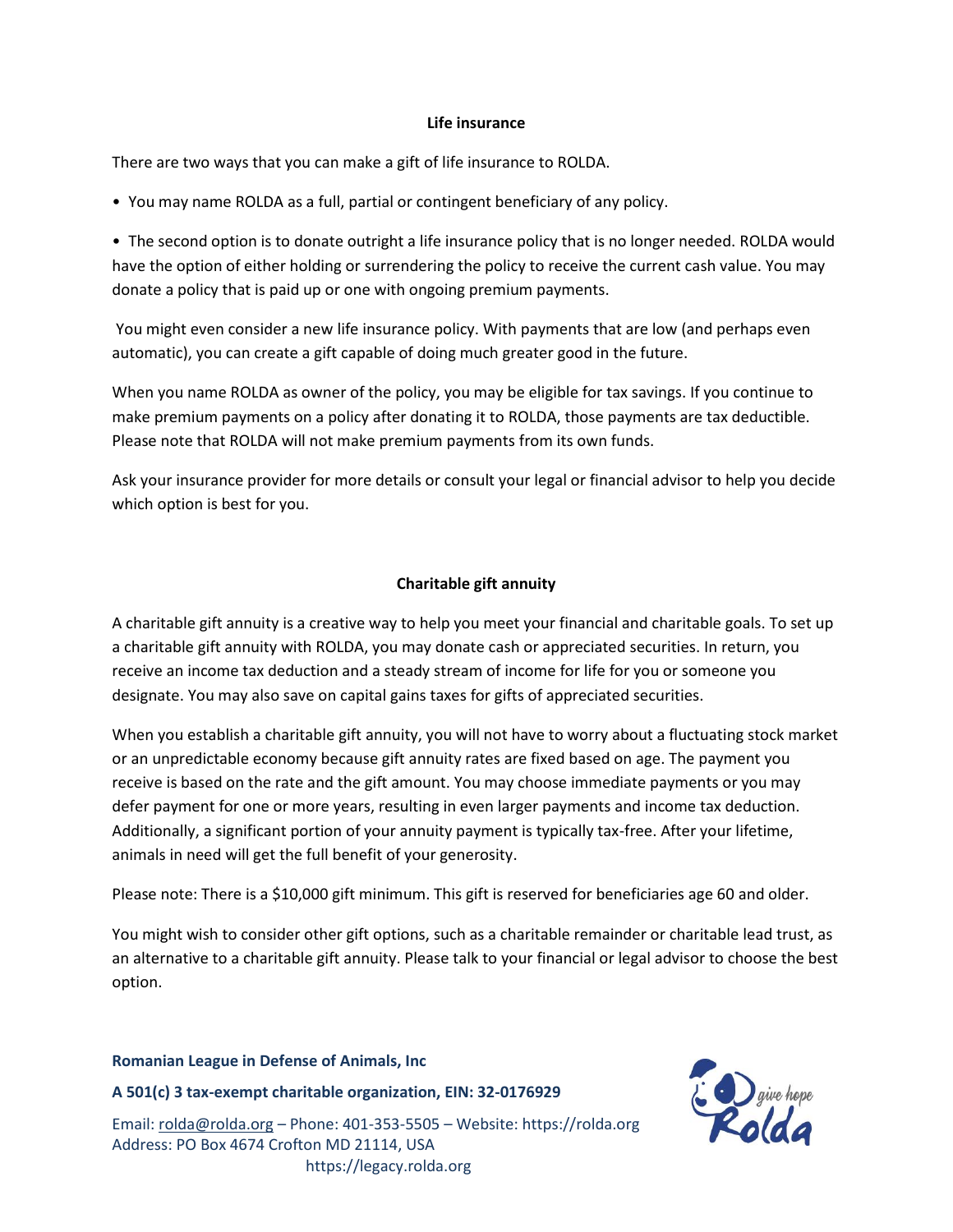## Life insurance

There are two ways that you can make a gift of life insurance to ROLDA.

- You may name ROLDA as a full, partial or contingent beneficiary of any policy.
- The second option is to donate outright a life insurance policy that is no longer needed. ROLDA would have the option of either holding or surrendering the policy to receive the current cash value. You may donate a policy that is paid up or one with ongoing premium payments.

You might even consider a new life insurance policy. With payments that are low (and perhaps even automatic), you can create a gift capable of doing much greater good in the future.

When you name ROLDA as owner of the policy, you may be eligible for tax savings. If you continue to make premium payments on a policy after donating it to ROLDA, those payments are tax deductible. Please note that ROLDA will not make premium payments from its own funds.

Ask your insurance provider for more details or consult your legal or financial advisor to help you decide which option is best for you.

## Charitable gift annuity

A charitable gift annuity is a creative way to help you meet your financial and charitable goals. To set up a charitable gift annuity with ROLDA, you may donate cash or appreciated securities. In return, you receive an income tax deduction and a steady stream of income for life for you or someone you designate. You may also save on capital gains taxes for gifts of appreciated securities.

When you establish a charitable gift annuity, you will not have to worry about a fluctuating stock market or an unpredictable economy because gift annuity rates are fixed based on age. The payment you receive is based on the rate and the gift amount. You may choose immediate payments or you may defer payment for one or more years, resulting in even larger payments and income tax deduction. Additionally, a significant portion of your annuity payment is typically tax-free. After your lifetime, animals in need will get the full benefit of your generosity.

Please note: There is a $10,000 gift minimum. This gift is reserved for beneficiaries age 60 and older.

You might wish to consider other gift options, such as a charitable remainder or charitable lead trust, as an alternative to a charitable gift annuity. Please talk to your financial or legal advisor to choose the best option.

**Romanian League in Defense of Animals, Inc**

**A 501(c) 3 tax-exempt charitable organization, EIN: 32-0176929**

Email: rolda@rolda.org – Phone: 401-353-5505 – Website: https://rolda.org
Address: PO Box 4674 Crofton MD 21114, USA
https://legacy.rolda.org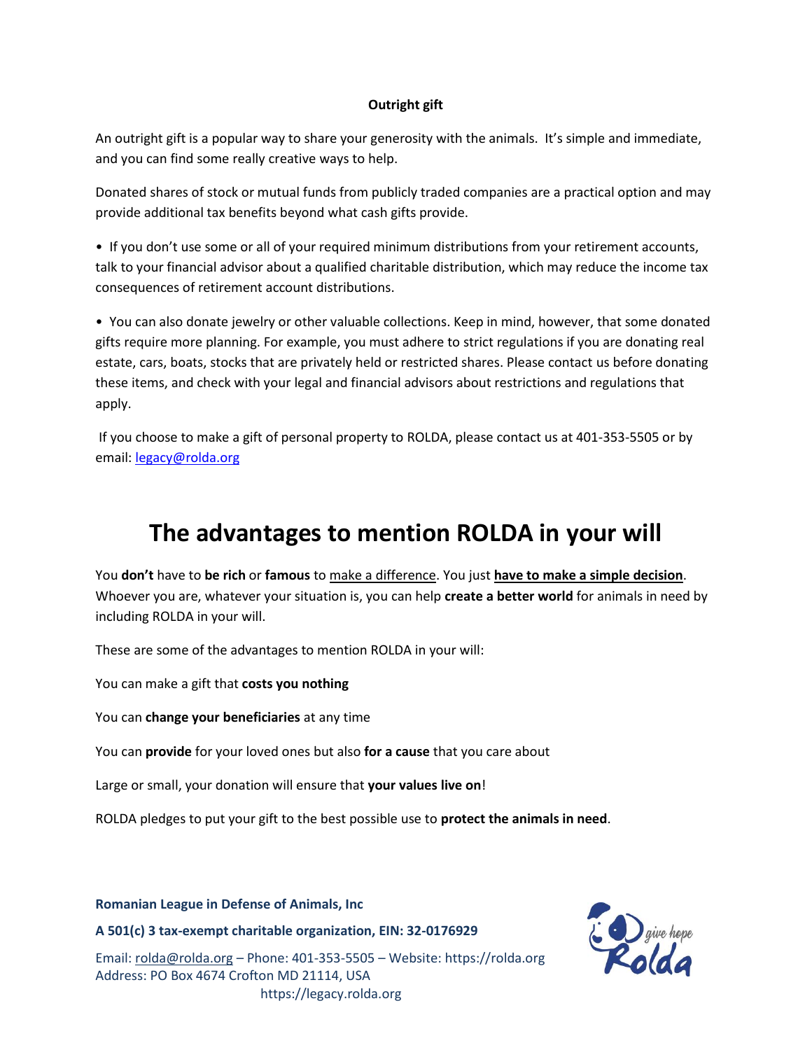**Outright gift**

An outright gift is a popular way to share your generosity with the animals. It's simple and immediate, and you can find some really creative ways to help.

Donated shares of stock or mutual funds from publicly traded companies are a practical option and may provide additional tax benefits beyond what cash gifts provide.

- If you don't use some or all of your required minimum distributions from your retirement accounts, talk to your financial advisor about a qualified charitable distribution, which may reduce the income tax consequences of retirement account distributions.

- You can also donate jewelry or other valuable collections. Keep in mind, however, that some donated gifts require more planning. For example, you must adhere to strict regulations if you are donating real estate, cars, boats, stocks that are privately held or restricted shares. Please contact us before donating these items, and check with your legal and financial advisors about restrictions and regulations that apply.

If you choose to make a gift of personal property to ROLDA, please contact us at 401-353-5505 or by email: legacy@rolda.org

# The advantages to mention ROLDA in your will

You **don't** have to **be rich** or **famous** to make a difference. You just **have to make a simple decision**. Whoever you are, whatever your situation is, you can help **create a better world** for animals in need by including ROLDA in your will.

These are some of the advantages to mention ROLDA in your will:

You can make a gift that **costs you nothing**

You can **change your beneficiaries** at any time

You can **provide** for your loved ones but also **for a cause** that you care about

Large or small, your donation will ensure that **your values live on**!

ROLDA pledges to put your gift to the best possible use to **protect the animals in need**.

**Romanian League in Defense of Animals, Inc**

**A 501(c) 3 tax-exempt charitable organization, EIN: 32-0176929**

Email: rolda@rolda.org – Phone: 401-353-5505 – Website: https://rolda.org
Address: PO Box 4674 Crofton MD 21114, USA
https://legacy.rolda.org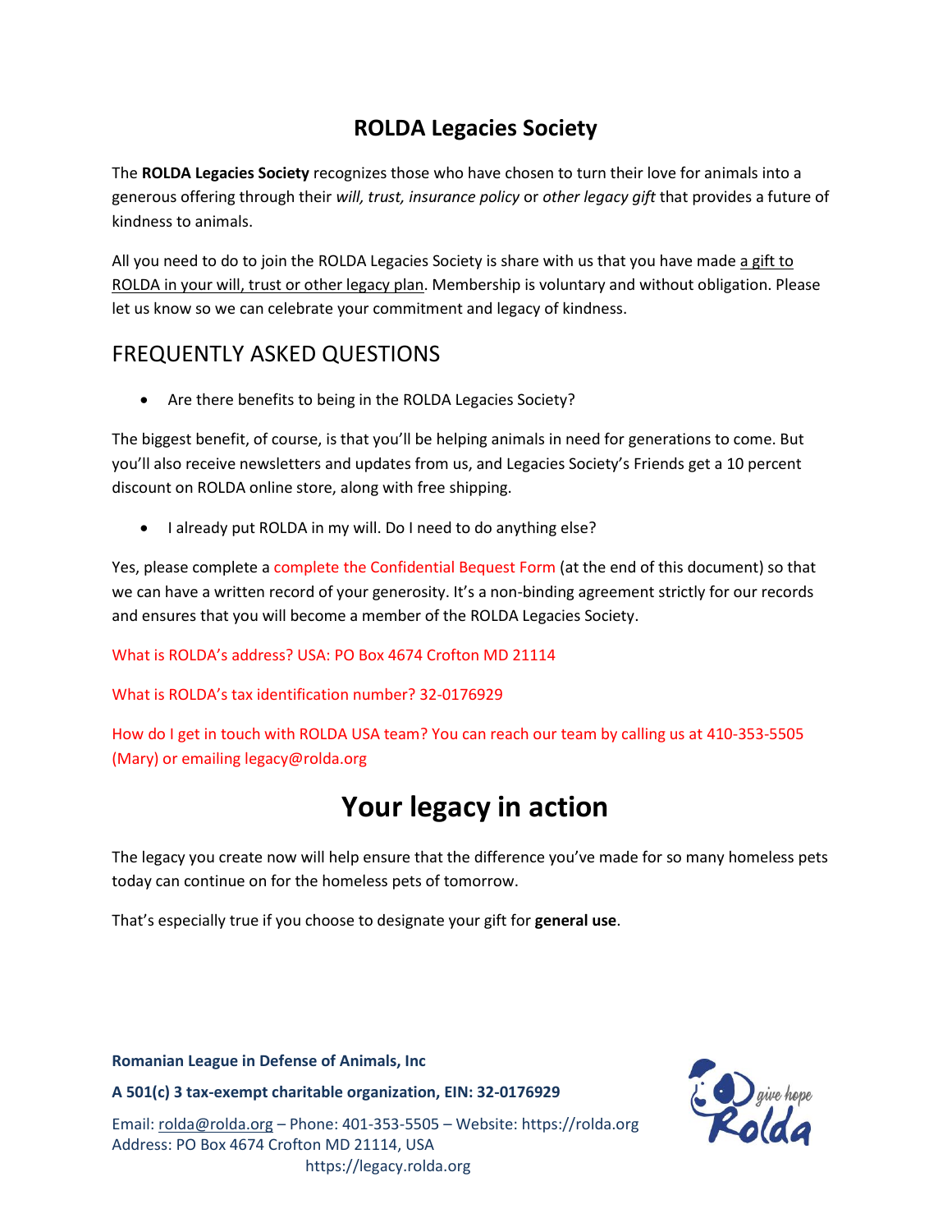## ROLDA Legacies Society

The **ROLDA Legacies Society** recognizes those who have chosen to turn their love for animals into a generous offering through their *will, trust, insurance policy* or *other legacy gift* that provides a future of kindness to animals.

All you need to do to join the ROLDA Legacies Society is share with us that you have made a gift to ROLDA in your will, trust or other legacy plan. Membership is voluntary and without obligation. Please let us know so we can celebrate your commitment and legacy of kindness.

## FREQUENTLY ASKED QUESTIONS

- Are there benefits to being in the ROLDA Legacies Society?

The biggest benefit, of course, is that you'll be helping animals in need for generations to come. But you'll also receive newsletters and updates from us, and Legacies Society's Friends get a 10 percent discount on ROLDA online store, along with free shipping.

- I already put ROLDA in my will. Do I need to do anything else?

Yes, please complete a complete the Confidential Bequest Form (at the end of this document) so that we can have a written record of your generosity. It's a non-binding agreement strictly for our records and ensures that you will become a member of the ROLDA Legacies Society.

What is ROLDA's address? USA: PO Box 4674 Crofton MD 21114

What is ROLDA's tax identification number? 32-0176929

How do I get in touch with ROLDA USA team? You can reach our team by calling us at 410-353-5505 (Mary) or emailing legacy@rolda.org

# Your legacy in action

The legacy you create now will help ensure that the difference you've made for so many homeless pets today can continue on for the homeless pets of tomorrow.

That's especially true if you choose to designate your gift for **general use**.

**Romanian League in Defense of Animals, Inc**

**A 501(c) 3 tax-exempt charitable organization, EIN: 32-0176929**

Email: rolda@rolda.org – Phone: 401-353-5505 – Website: https://rolda.org
Address: PO Box 4674 Crofton MD 21114, USA
https://legacy.rolda.org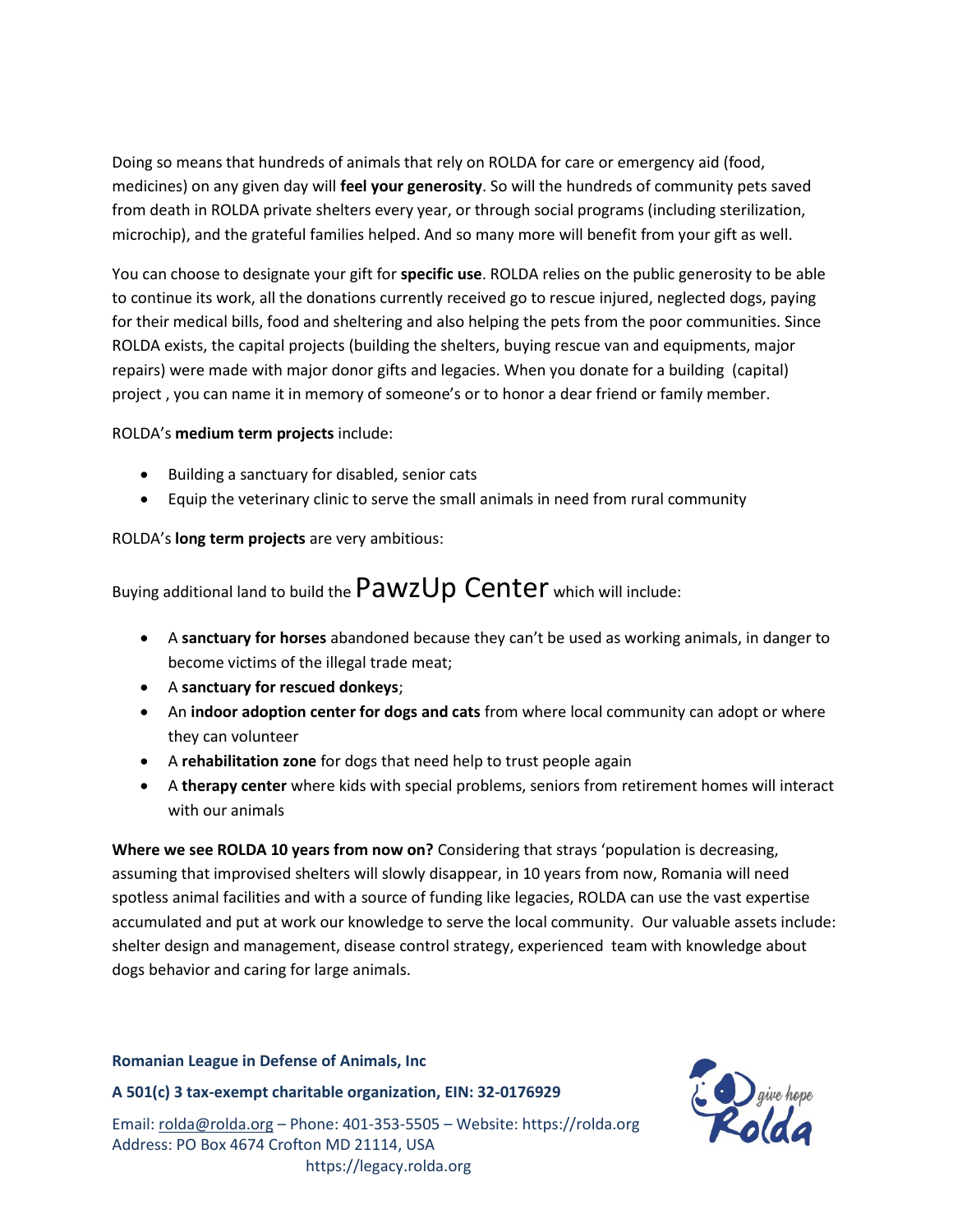Doing so means that hundreds of animals that rely on ROLDA for care or emergency aid (food, medicines) on any given day will **feel your generosity**. So will the hundreds of community pets saved from death in ROLDA private shelters every year, or through social programs (including sterilization, microchip), and the grateful families helped. And so many more will benefit from your gift as well.

You can choose to designate your gift for **specific use**. ROLDA relies on the public generosity to be able to continue its work, all the donations currently received go to rescue injured, neglected dogs, paying for their medical bills, food and sheltering and also helping the pets from the poor communities. Since ROLDA exists, the capital projects (building the shelters, buying rescue van and equipments, major repairs) were made with major donor gifts and legacies. When you donate for a building (capital) project , you can name it in memory of someone's or to honor a dear friend or family member.

ROLDA's **medium term projects** include:

- Building a sanctuary for disabled, senior cats
- Equip the veterinary clinic to serve the small animals in need from rural community

ROLDA's **long term projects** are very ambitious:

Buying additional land to build the PawzUp Center which will include:

- A **sanctuary for horses** abandoned because they can't be used as working animals, in danger to become victims of the illegal trade meat;
- A **sanctuary for rescued donkeys**;
- An **indoor adoption center for dogs and cats** from where local community can adopt or where they can volunteer
- A **rehabilitation zone** for dogs that need help to trust people again
- A **therapy center** where kids with special problems, seniors from retirement homes will interact with our animals

**Where we see ROLDA 10 years from now on?** Considering that strays 'population is decreasing, assuming that improvised shelters will slowly disappear, in 10 years from now, Romania will need spotless animal facilities and with a source of funding like legacies, ROLDA can use the vast expertise accumulated and put at work our knowledge to serve the local community. Our valuable assets include: shelter design and management, disease control strategy, experienced team with knowledge about dogs behavior and caring for large animals.

**Romanian League in Defense of Animals, Inc**

**A 501(c) 3 tax-exempt charitable organization, EIN: 32-0176929**

Email: rolda@rolda.org – Phone: 401-353-5505 – Website: https://rolda.org
Address: PO Box 4674 Crofton MD 21114, USA
https://legacy.rolda.org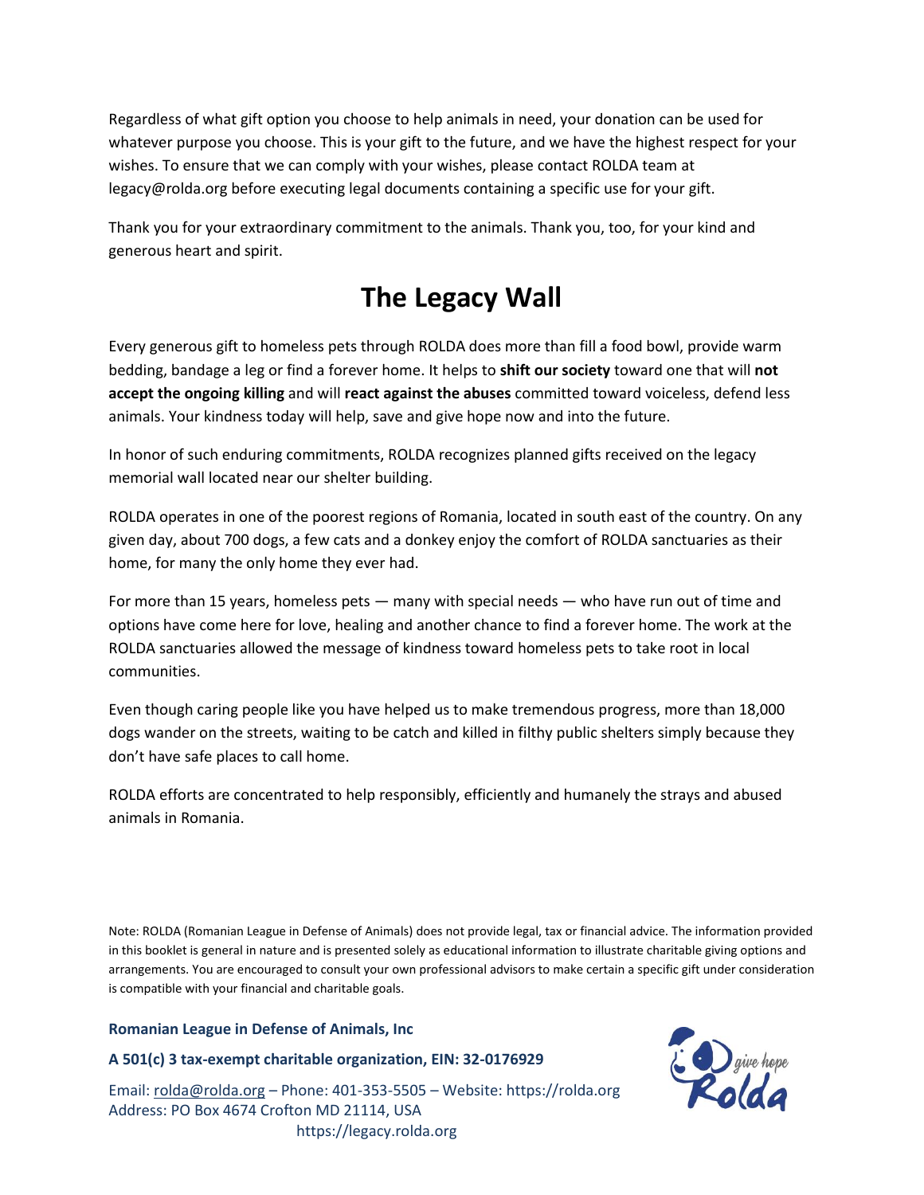Regardless of what gift option you choose to help animals in need, your donation can be used for whatever purpose you choose. This is your gift to the future, and we have the highest respect for your wishes. To ensure that we can comply with your wishes, please contact ROLDA team at legacy@rolda.org before executing legal documents containing a specific use for your gift.

Thank you for your extraordinary commitment to the animals. Thank you, too, for your kind and generous heart and spirit.

# The Legacy Wall

Every generous gift to homeless pets through ROLDA does more than fill a food bowl, provide warm bedding, bandage a leg or find a forever home. It helps to **shift our society** toward one that will **not accept the ongoing killing** and will **react against the abuses** committed toward voiceless, defend less animals. Your kindness today will help, save and give hope now and into the future.

In honor of such enduring commitments, ROLDA recognizes planned gifts received on the legacy memorial wall located near our shelter building.

ROLDA operates in one of the poorest regions of Romania, located in south east of the country. On any given day, about 700 dogs, a few cats and a donkey enjoy the comfort of ROLDA sanctuaries as their home, for many the only home they ever had.

For more than 15 years, homeless pets — many with special needs — who have run out of time and options have come here for love, healing and another chance to find a forever home. The work at the ROLDA sanctuaries allowed the message of kindness toward homeless pets to take root in local communities.

Even though caring people like you have helped us to make tremendous progress, more than 18,000 dogs wander on the streets, waiting to be catch and killed in filthy public shelters simply because they don't have safe places to call home.

ROLDA efforts are concentrated to help responsibly, efficiently and humanely the strays and abused animals in Romania.

Note: ROLDA (Romanian League in Defense of Animals) does not provide legal, tax or financial advice. The information provided in this booklet is general in nature and is presented solely as educational information to illustrate charitable giving options and arrangements. You are encouraged to consult your own professional advisors to make certain a specific gift under consideration is compatible with your financial and charitable goals.

**Romanian League in Defense of Animals, Inc**

**A 501(c) 3 tax-exempt charitable organization, EIN: 32-0176929**

Email: rolda@rolda.org – Phone: 401-353-5505 – Website: https://rolda.org
Address: PO Box 4674 Crofton MD 21114, USA
https://legacy.rolda.org

give hope
Rolda